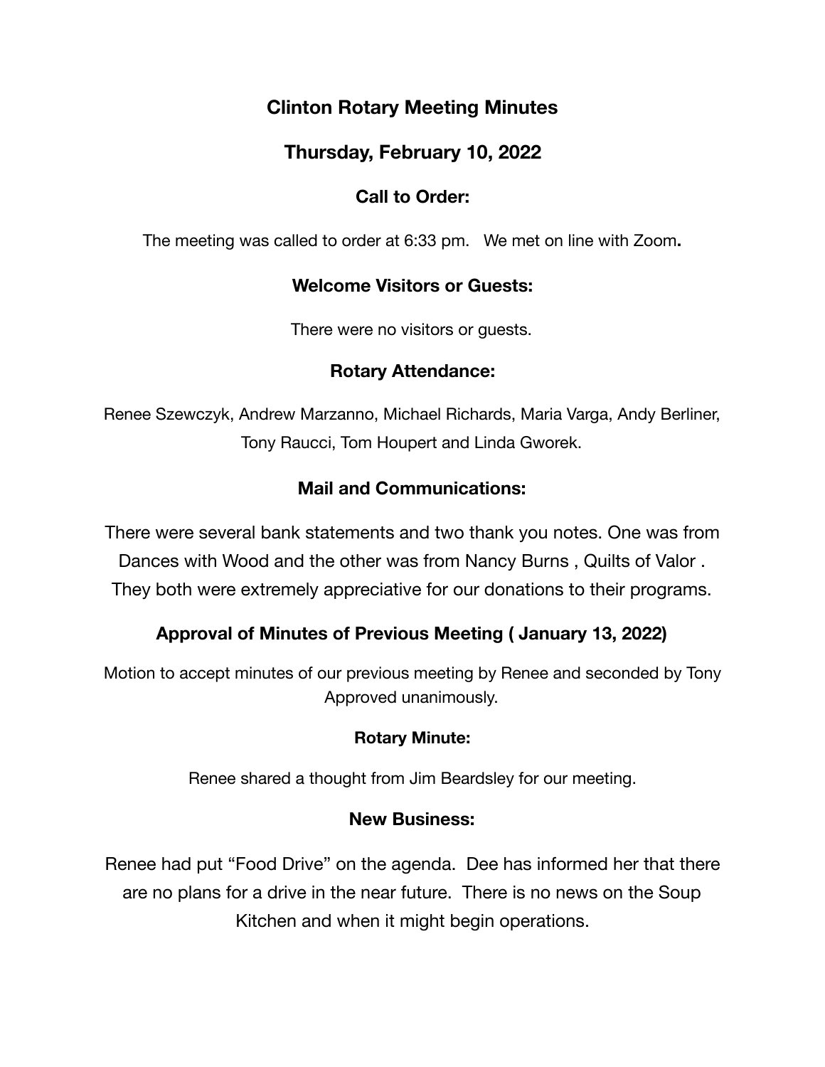# Clinton Rotary Meeting Minutes

## Thursday, February 10, 2022

### Call to Order:

The meeting was called to order at 6:33 pm. We met on line with Zoom**.**

### Welcome Visitors or Guests:

There were no visitors or guests.

### Rotary Attendance:

Renee Szewczyk, Andrew Marzanno, Michael Richards, Maria Varga, Andy Berliner, Tony Raucci, Tom Houpert and Linda Gworek.

### Mail and Communications:

There were several bank statements and two thank you notes. One was from Dances with Wood and the other was from Nancy Burns , Quilts of Valor . They both were extremely appreciative for our donations to their programs.

### Approval of Minutes of Previous Meeting ( January 13, 2022)

Motion to accept minutes of our previous meeting by Renee and seconded by Tony Approved unanimously.

### Rotary Minute:

Renee shared a thought from Jim Beardsley for our meeting.

### New Business:

Renee had put "Food Drive" on the agenda. Dee has informed her that there are no plans for a drive in the near future. There is no news on the Soup Kitchen and when it might begin operations.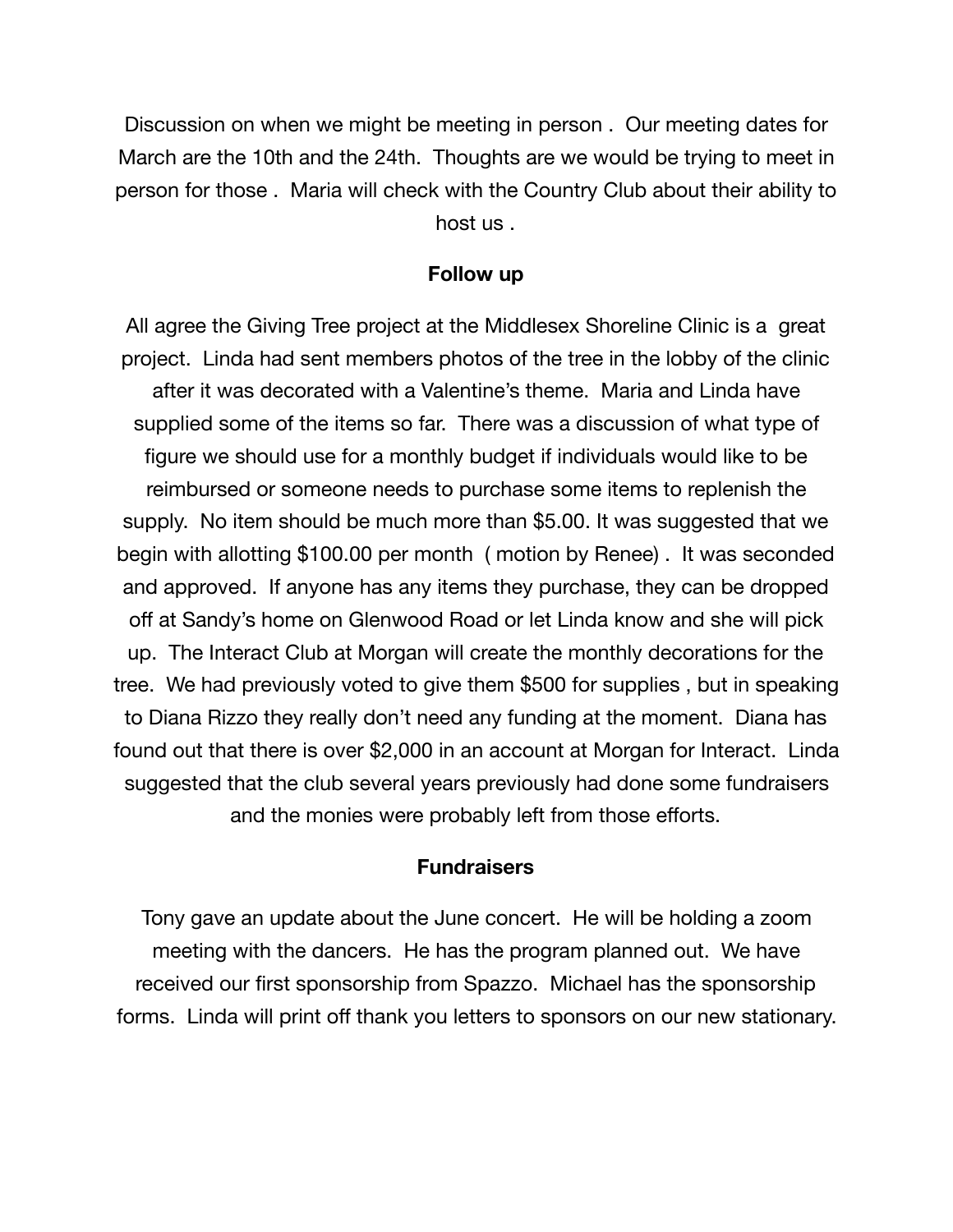Discussion on when we might be meeting in person . Our meeting dates for March are the 10th and the 24th. Thoughts are we would be trying to meet in person for those . Maria will check with the Country Club about their ability to host us .

**Follow up**

All agree the Giving Tree project at the Middlesex Shoreline Clinic is a great project. Linda had sent members photos of the tree in the lobby of the clinic after it was decorated with a Valentine's theme. Maria and Linda have supplied some of the items so far. There was a discussion of what type of figure we should use for a monthly budget if individuals would like to be reimbursed or someone needs to purchase some items to replenish the supply. No item should be much more than $5.00. It was suggested that we begin with allotting $100.00 per month ( motion by Renee) . It was seconded and approved. If anyone has any items they purchase, they can be dropped off at Sandy's home on Glenwood Road or let Linda know and she will pick up. The Interact Club at Morgan will create the monthly decorations for the tree. We had previously voted to give them $500 for supplies , but in speaking to Diana Rizzo they really don't need any funding at the moment. Diana has found out that there is over $2,000 in an account at Morgan for Interact. Linda suggested that the club several years previously had done some fundraisers and the monies were probably left from those efforts.

**Fundraisers**

Tony gave an update about the June concert. He will be holding a zoom meeting with the dancers. He has the program planned out. We have received our first sponsorship from Spazzo. Michael has the sponsorship forms. Linda will print off thank you letters to sponsors on our new stationary.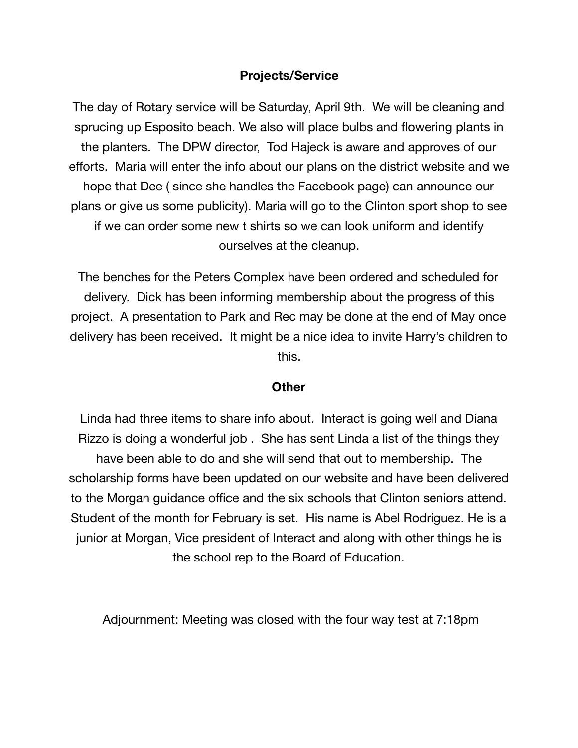**Projects/Service**

The day of Rotary service will be Saturday, April 9th. We will be cleaning and sprucing up Esposito beach. We also will place bulbs and flowering plants in the planters. The DPW director, Tod Hajeck is aware and approves of our efforts. Maria will enter the info about our plans on the district website and we hope that Dee ( since she handles the Facebook page) can announce our plans or give us some publicity). Maria will go to the Clinton sport shop to see if we can order some new t shirts so we can look uniform and identify ourselves at the cleanup.

The benches for the Peters Complex have been ordered and scheduled for delivery. Dick has been informing membership about the progress of this project. A presentation to Park and Rec may be done at the end of May once delivery has been received. It might be a nice idea to invite Harry's children to this.

**Other**

Linda had three items to share info about. Interact is going well and Diana Rizzo is doing a wonderful job . She has sent Linda a list of the things they have been able to do and she will send that out to membership. The scholarship forms have been updated on our website and have been delivered to the Morgan guidance office and the six schools that Clinton seniors attend. Student of the month for February is set. His name is Abel Rodriguez. He is a junior at Morgan, Vice president of Interact and along with other things he is the school rep to the Board of Education.

Adjournment: Meeting was closed with the four way test at 7:18pm